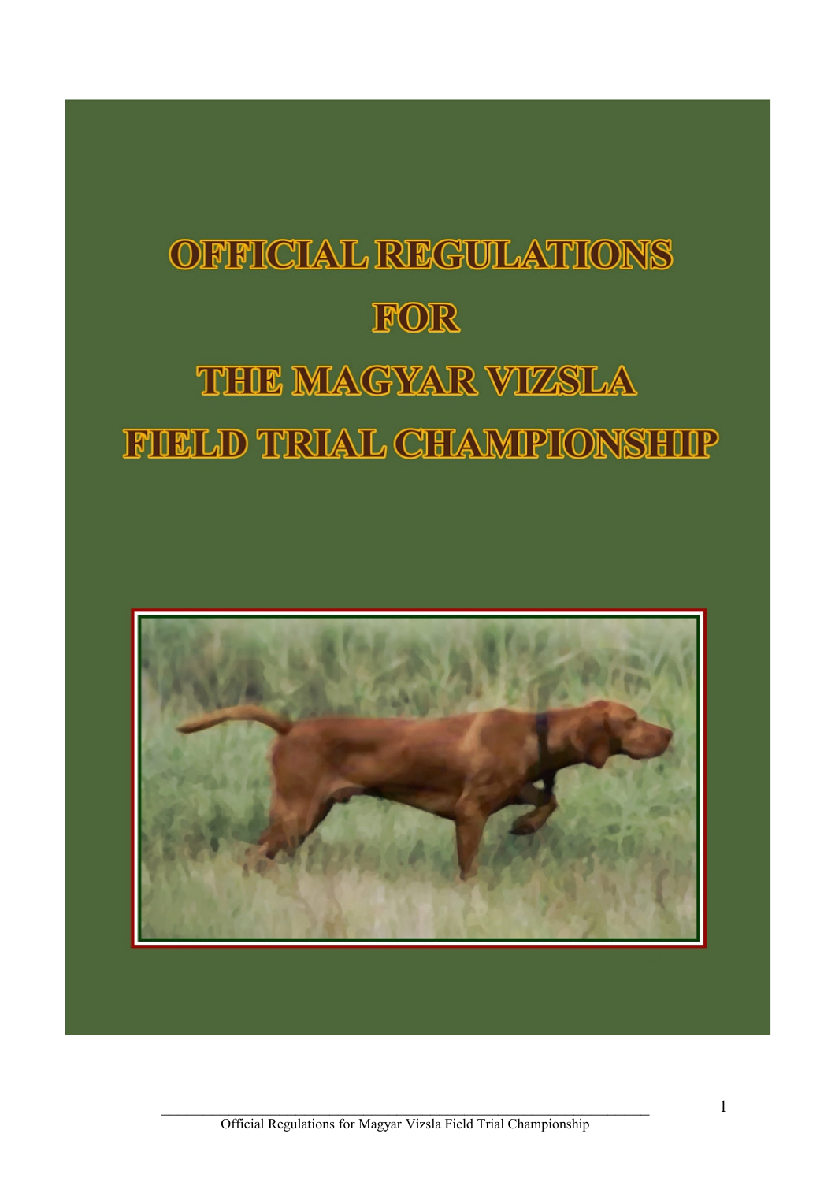# OFFICIAL REGULATIONS FOR THE MAGYAR VIZSLA FIELD TRIAL CHAMPIONSHIP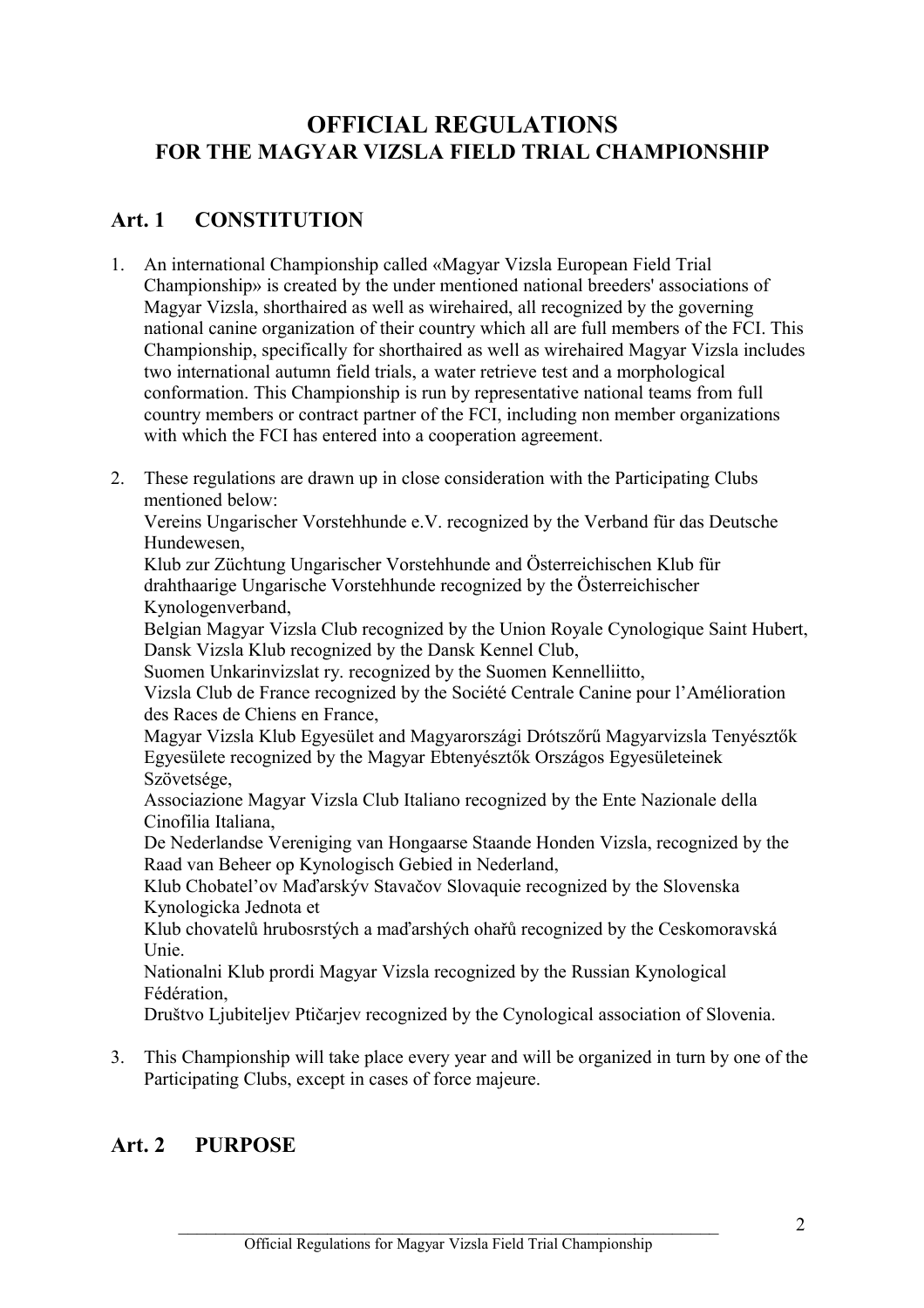# OFFICIAL REGULATIONS
## FOR THE MAGYAR VIZSLA FIELD TRIAL CHAMPIONSHIP

## Art. 1 CONSTITUTION

1. An international Championship called «Magyar Vizsla European Field Trial Championship» is created by the under mentioned national breeders' associations of Magyar Vizsla, shorthaired as well as wirehaired, all recognized by the governing national canine organization of their country which all are full members of the FCI. This Championship, specifically for shorthaired as well as wirehaired Magyar Vizsla includes two international autumn field trials, a water retrieve test and a morphological conformation. This Championship is run by representative national teams from full country members or contract partner of the FCI, including non member organizations with which the FCI has entered into a cooperation agreement.

2. These regulations are drawn up in close consideration with the Participating Clubs mentioned below:
   Vereins Ungarischer Vorstehhunde e.V. recognized by the Verband für das Deutsche Hundewesen,
   Klub zur Züchtung Ungarischer Vorstehhunde and Österreichischen Klub für drahthaarige Ungarische Vorstehhunde recognized by the Österreichischer Kynologenverband,
   Belgian Magyar Vizsla Club recognized by the Union Royale Cynologique Saint Hubert,
   Dansk Vizsla Klub recognized by the Dansk Kennel Club,
   Suomen Unkarinvizslat ry. recognized by the Suomen Kennelliitto,
   Vizsla Club de France recognized by the Société Centrale Canine pour l'Amélioration des Races de Chiens en France,
   Magyar Vizsla Klub Egyesület and Magyarországi Drótszőrű Magyarvizsla Tenyésztők Egyesülete recognized by the Magyar Ebtenyésztők Országos Egyesületeinek Szövetsége,
   Associazione Magyar Vizsla Club Italiano recognized by the Ente Nazionale della Cinofilia Italiana,
   De Nederlandse Vereniging van Hongaarse Staande Honden Vizsla, recognized by the Raad van Beheer op Kynologisch Gebied in Nederland,
   Klub Chobatel'ov Maďarskýv Stavačov Slovaquie recognized by the Slovenska Kynologicka Jednota et
   Klub chovatelů hrubosrstých a maďarshých ohařů recognized by the Ceskomoravská Unie.
   Nationalni Klub prordi Magyar Vizsla recognized by the Russian Kynological Fédération,
   Društvo Ljubiteljev Ptičarjev recognized by the Cynological association of Slovenia.

3. This Championship will take place every year and will be organized in turn by one of the Participating Clubs, except in cases of force majeure.

## Art. 2 PURPOSE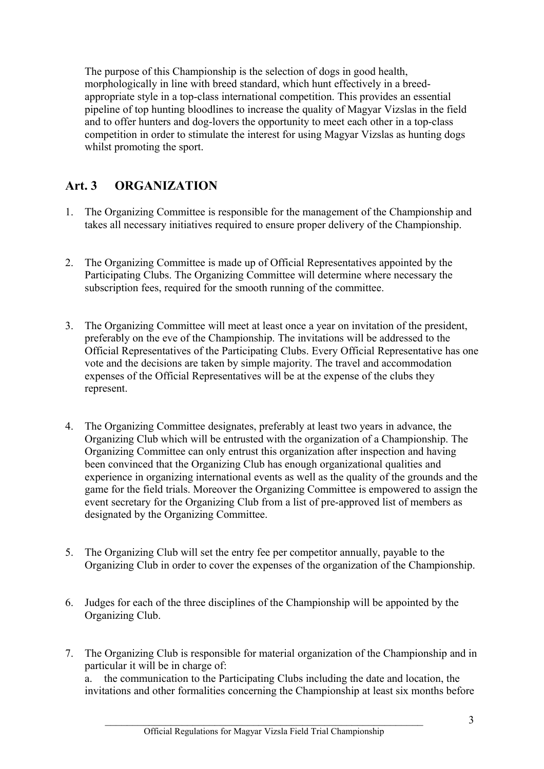The purpose of this Championship is the selection of dogs in good health, morphologically in line with breed standard, which hunt effectively in a breed-appropriate style in a top-class international competition. This provides an essential pipeline of top hunting bloodlines to increase the quality of Magyar Vizslas in the field and to offer hunters and dog-lovers the opportunity to meet each other in a top-class competition in order to stimulate the interest for using Magyar Vizslas as hunting dogs whilst promoting the sport.

## Art. 3 ORGANIZATION

1. The Organizing Committee is responsible for the management of the Championship and takes all necessary initiatives required to ensure proper delivery of the Championship.

2. The Organizing Committee is made up of Official Representatives appointed by the Participating Clubs. The Organizing Committee will determine where necessary the subscription fees, required for the smooth running of the committee.

3. The Organizing Committee will meet at least once a year on invitation of the president, preferably on the eve of the Championship. The invitations will be addressed to the Official Representatives of the Participating Clubs. Every Official Representative has one vote and the decisions are taken by simple majority. The travel and accommodation expenses of the Official Representatives will be at the expense of the clubs they represent.

4. The Organizing Committee designates, preferably at least two years in advance, the Organizing Club which will be entrusted with the organization of a Championship. The Organizing Committee can only entrust this organization after inspection and having been convinced that the Organizing Club has enough organizational qualities and experience in organizing international events as well as the quality of the grounds and the game for the field trials. Moreover the Organizing Committee is empowered to assign the event secretary for the Organizing Club from a list of pre-approved list of members as designated by the Organizing Committee.

5. The Organizing Club will set the entry fee per competitor annually, payable to the Organizing Club in order to cover the expenses of the organization of the Championship.

6. Judges for each of the three disciplines of the Championship will be appointed by the Organizing Club.

7. The Organizing Club is responsible for material organization of the Championship and in particular it will be in charge of:
   a. the communication to the Participating Clubs including the date and location, the invitations and other formalities concerning the Championship at least six months before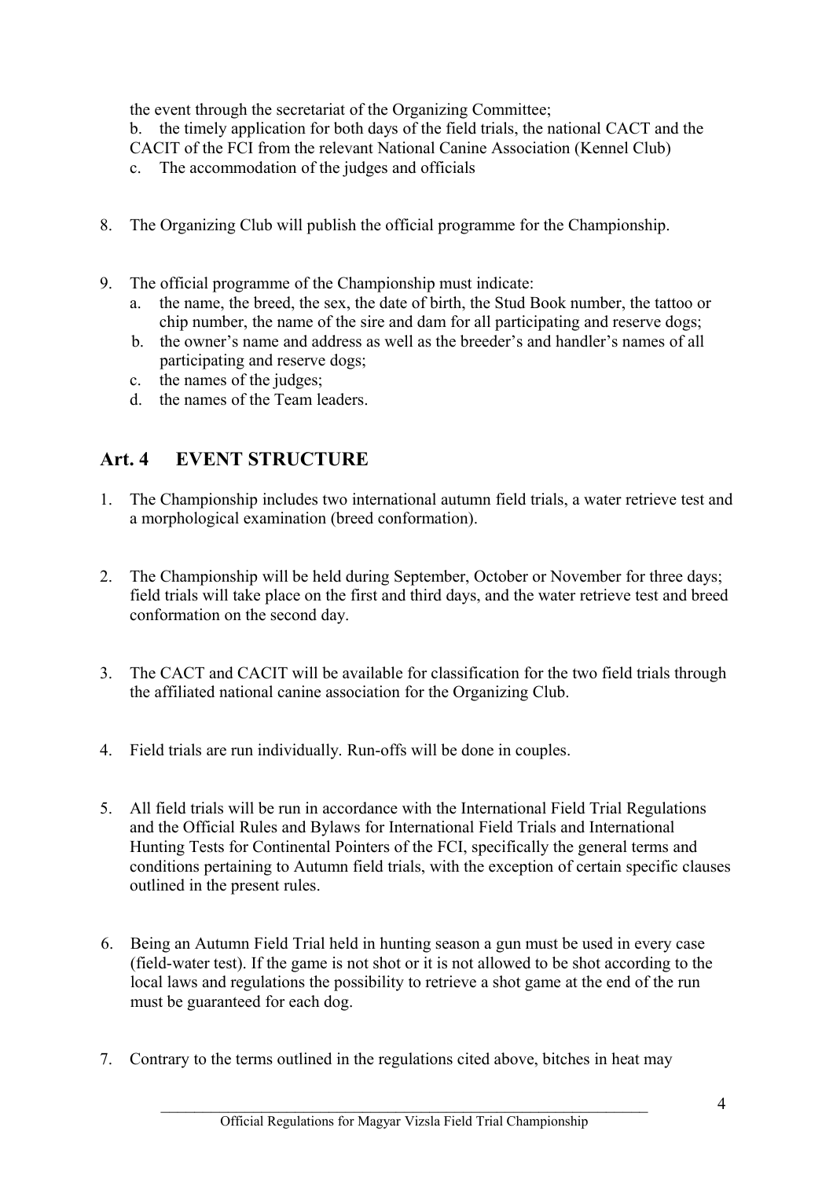the event through the secretariat of the Organizing Committee;

b. the timely application for both days of the field trials, the national CACT and the CACIT of the FCI from the relevant National Canine Association (Kennel Club)

c. The accommodation of the judges and officials

8. The Organizing Club will publish the official programme for the Championship.

9. The official programme of the Championship must indicate:
   a. the name, the breed, the sex, the date of birth, the Stud Book number, the tattoo or chip number, the name of the sire and dam for all participating and reserve dogs;
   b. the owner's name and address as well as the breeder's and handler's names of all participating and reserve dogs;
   c. the names of the judges;
   d. the names of the Team leaders.

## Art. 4 EVENT STRUCTURE

1. The Championship includes two international autumn field trials, a water retrieve test and a morphological examination (breed conformation).

2. The Championship will be held during September, October or November for three days; field trials will take place on the first and third days, and the water retrieve test and breed conformation on the second day.

3. The CACT and CACIT will be available for classification for the two field trials through the affiliated national canine association for the Organizing Club.

4. Field trials are run individually. Run-offs will be done in couples.

5. All field trials will be run in accordance with the International Field Trial Regulations and the Official Rules and Bylaws for International Field Trials and International Hunting Tests for Continental Pointers of the FCI, specifically the general terms and conditions pertaining to Autumn field trials, with the exception of certain specific clauses outlined in the present rules.

6. Being an Autumn Field Trial held in hunting season a gun must be used in every case (field-water test). If the game is not shot or it is not allowed to be shot according to the local laws and regulations the possibility to retrieve a shot game at the end of the run must be guaranteed for each dog.

7. Contrary to the terms outlined in the regulations cited above, bitches in heat may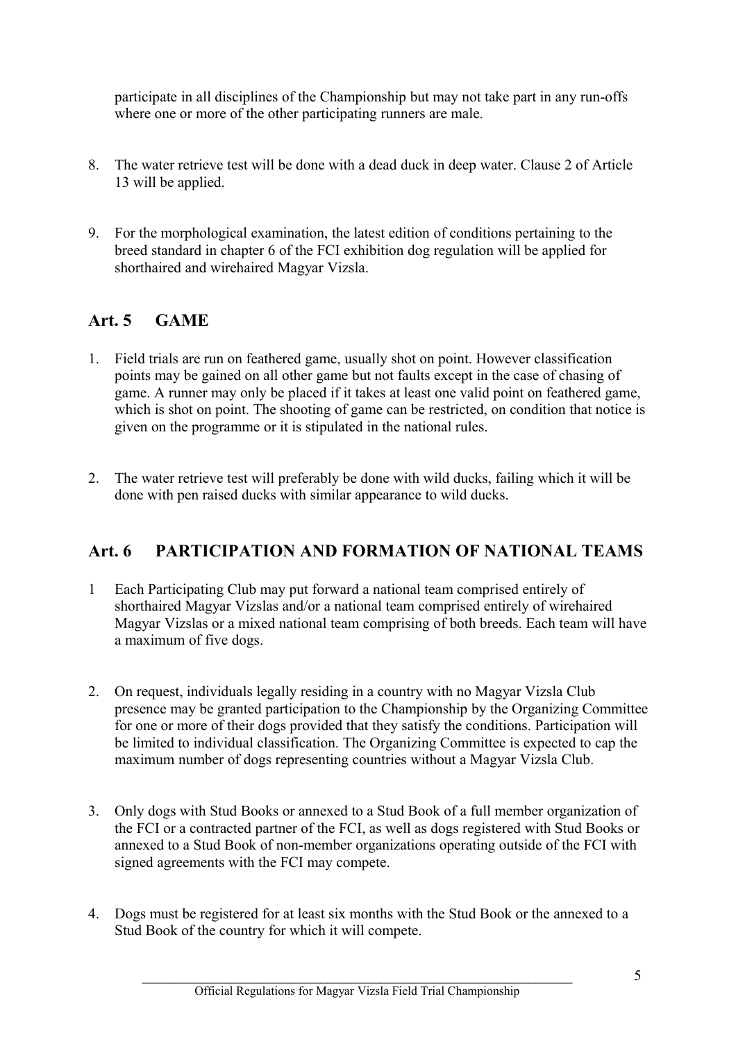participate in all disciplines of the Championship but may not take part in any run-offs where one or more of the other participating runners are male.

8. The water retrieve test will be done with a dead duck in deep water. Clause 2 of Article 13 will be applied.

9. For the morphological examination, the latest edition of conditions pertaining to the breed standard in chapter 6 of the FCI exhibition dog regulation will be applied for shorthaired and wirehaired Magyar Vizsla.

## Art. 5 GAME

1. Field trials are run on feathered game, usually shot on point. However classification points may be gained on all other game but not faults except in the case of chasing of game. A runner may only be placed if it takes at least one valid point on feathered game, which is shot on point. The shooting of game can be restricted, on condition that notice is given on the programme or it is stipulated in the national rules.

2. The water retrieve test will preferably be done with wild ducks, failing which it will be done with pen raised ducks with similar appearance to wild ducks.

## Art. 6 PARTICIPATION AND FORMATION OF NATIONAL TEAMS

1 Each Participating Club may put forward a national team comprised entirely of shorthaired Magyar Vizslas and/or a national team comprised entirely of wirehaired Magyar Vizslas or a mixed national team comprising of both breeds. Each team will have a maximum of five dogs.

2. On request, individuals legally residing in a country with no Magyar Vizsla Club presence may be granted participation to the Championship by the Organizing Committee for one or more of their dogs provided that they satisfy the conditions. Participation will be limited to individual classification. The Organizing Committee is expected to cap the maximum number of dogs representing countries without a Magyar Vizsla Club.

3. Only dogs with Stud Books or annexed to a Stud Book of a full member organization of the FCI or a contracted partner of the FCI, as well as dogs registered with Stud Books or annexed to a Stud Book of non-member organizations operating outside of the FCI with signed agreements with the FCI may compete.

4. Dogs must be registered for at least six months with the Stud Book or the annexed to a Stud Book of the country for which it will compete.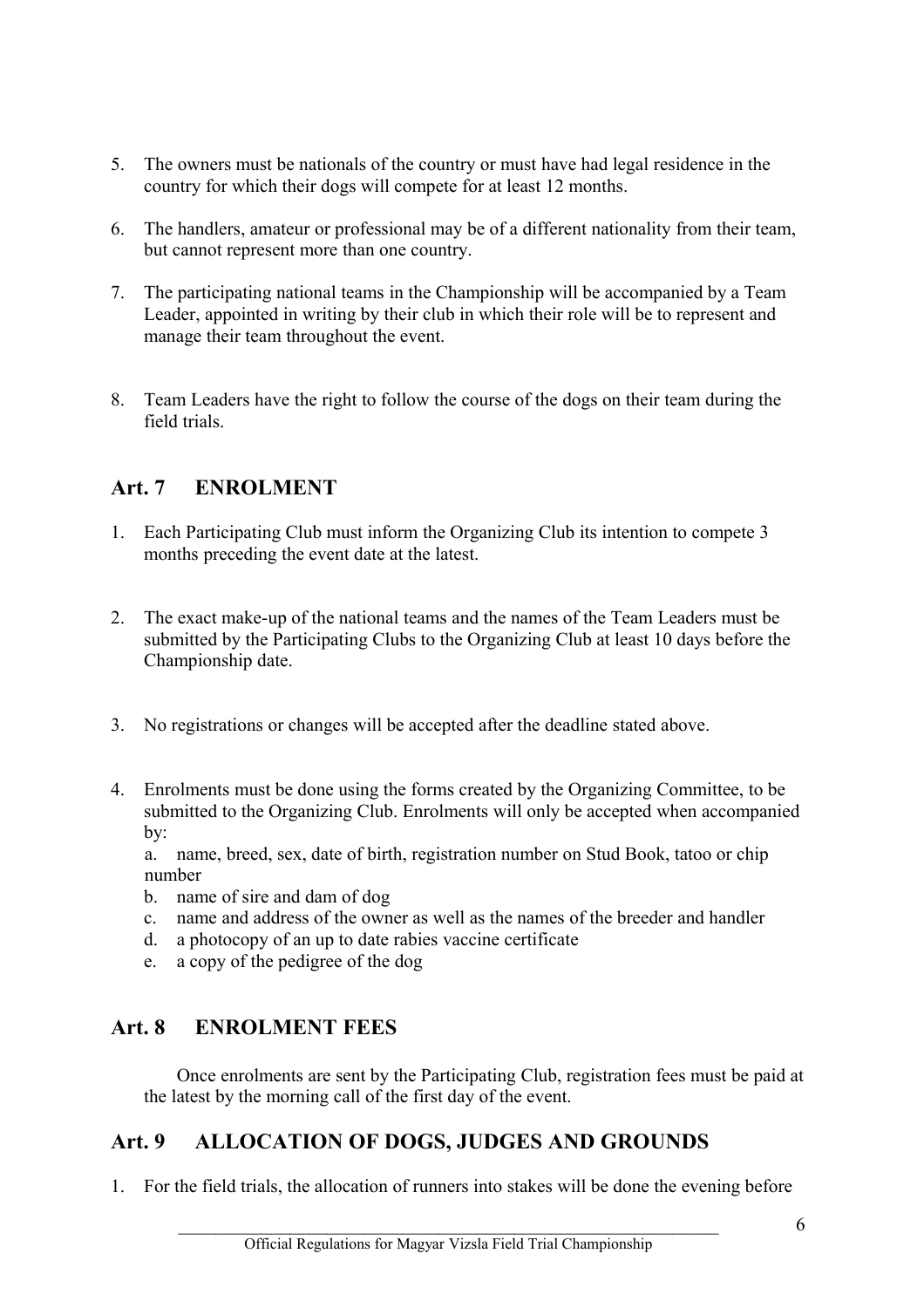5. The owners must be nationals of the country or must have had legal residence in the country for which their dogs will compete for at least 12 months.

6. The handlers, amateur or professional may be of a different nationality from their team, but cannot represent more than one country.

7. The participating national teams in the Championship will be accompanied by a Team Leader, appointed in writing by their club in which their role will be to represent and manage their team throughout the event.

8. Team Leaders have the right to follow the course of the dogs on their team during the field trials.

## Art. 7 ENROLMENT

1. Each Participating Club must inform the Organizing Club its intention to compete 3 months preceding the event date at the latest.

2. The exact make-up of the national teams and the names of the Team Leaders must be submitted by the Participating Clubs to the Organizing Club at least 10 days before the Championship date.

3. No registrations or changes will be accepted after the deadline stated above.

4. Enrolments must be done using the forms created by the Organizing Committee, to be submitted to the Organizing Club. Enrolments will only be accepted when accompanied by:
   a. name, breed, sex, date of birth, registration number on Stud Book, tatoo or chip number
   b. name of sire and dam of dog
   c. name and address of the owner as well as the names of the breeder and handler
   d. a photocopy of an up to date rabies vaccine certificate
   e. a copy of the pedigree of the dog

## Art. 8 ENROLMENT FEES

Once enrolments are sent by the Participating Club, registration fees must be paid at the latest by the morning call of the first day of the event.

## Art. 9 ALLOCATION OF DOGS, JUDGES AND GROUNDS

1. For the field trials, the allocation of runners into stakes will be done the evening before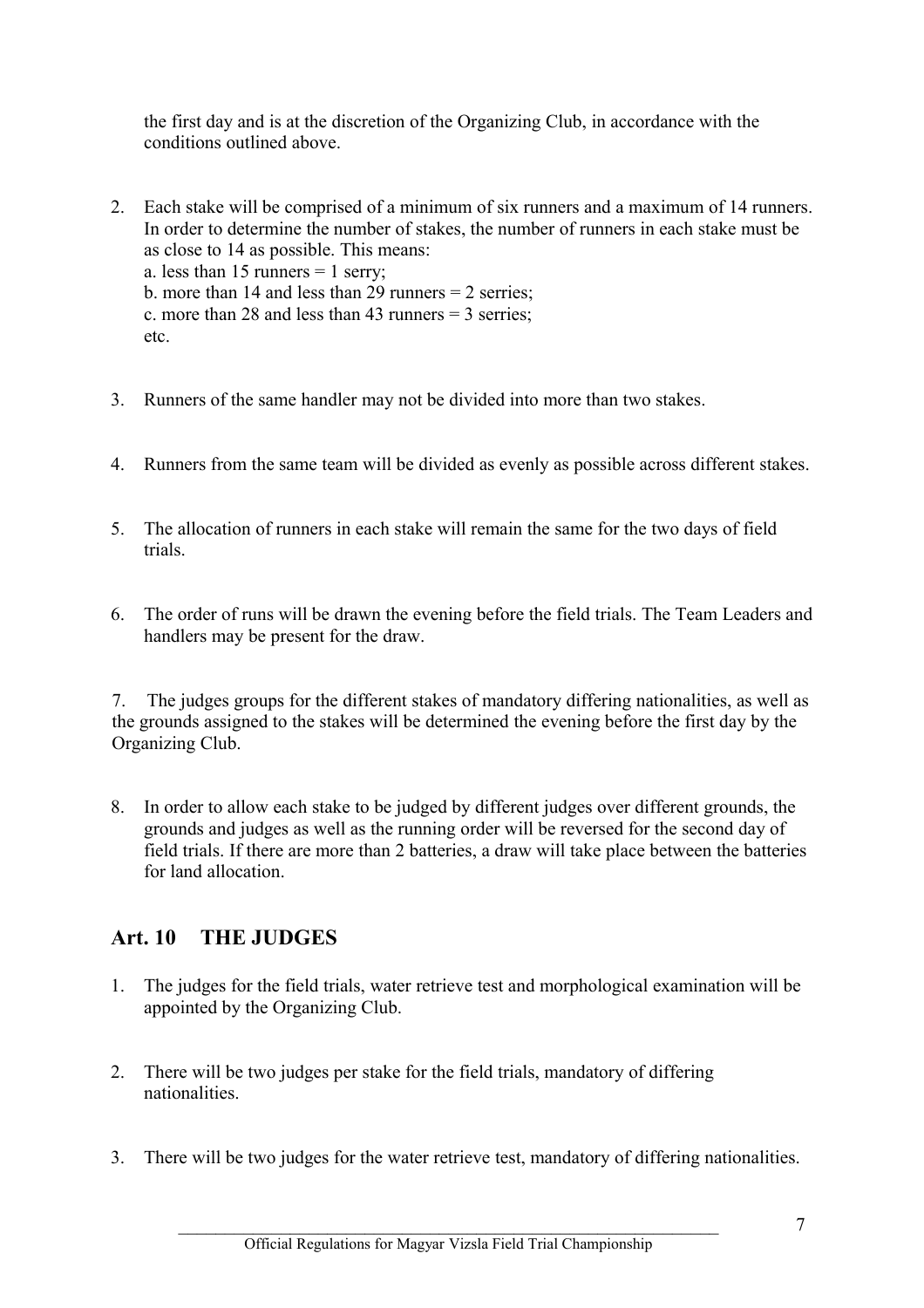the first day and is at the discretion of the Organizing Club, in accordance with the conditions outlined above.

2. Each stake will be comprised of a minimum of six runners and a maximum of 14 runners. In order to determine the number of stakes, the number of runners in each stake must be as close to 14 as possible. This means:
   a. less than 15 runners = 1 serry;
   b. more than 14 and less than 29 runners = 2 serries;
   c. more than 28 and less than 43 runners = 3 serries;
   etc.

3. Runners of the same handler may not be divided into more than two stakes.

4. Runners from the same team will be divided as evenly as possible across different stakes.

5. The allocation of runners in each stake will remain the same for the two days of field trials.

6. The order of runs will be drawn the evening before the field trials. The Team Leaders and handlers may be present for the draw.

7. The judges groups for the different stakes of mandatory differing nationalities, as well as the grounds assigned to the stakes will be determined the evening before the first day by the Organizing Club.

8. In order to allow each stake to be judged by different judges over different grounds, the grounds and judges as well as the running order will be reversed for the second day of field trials. If there are more than 2 batteries, a draw will take place between the batteries for land allocation.

## Art. 10 THE JUDGES

1. The judges for the field trials, water retrieve test and morphological examination will be appointed by the Organizing Club.

2. There will be two judges per stake for the field trials, mandatory of differing nationalities.

3. There will be two judges for the water retrieve test, mandatory of differing nationalities.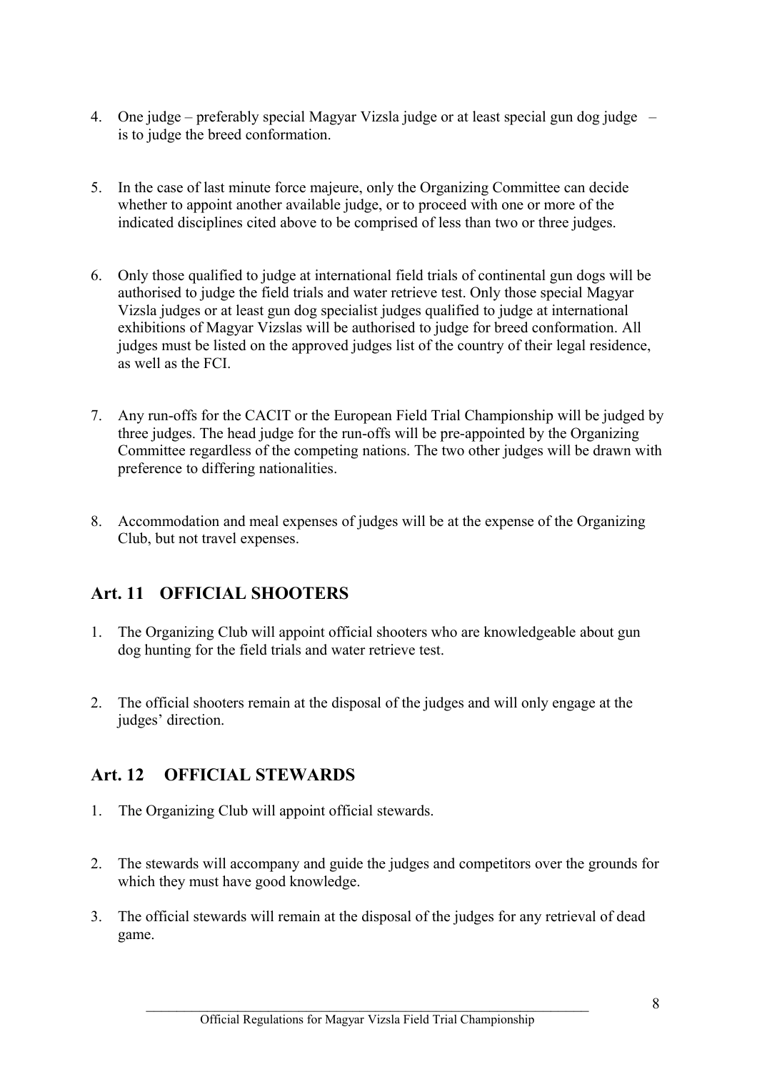4. One judge – preferably special Magyar Vizsla judge or at least special gun dog judge – is to judge the breed conformation.

5. In the case of last minute force majeure, only the Organizing Committee can decide whether to appoint another available judge, or to proceed with one or more of the indicated disciplines cited above to be comprised of less than two or three judges.

6. Only those qualified to judge at international field trials of continental gun dogs will be authorised to judge the field trials and water retrieve test. Only those special Magyar Vizsla judges or at least gun dog specialist judges qualified to judge at international exhibitions of Magyar Vizslas will be authorised to judge for breed conformation. All judges must be listed on the approved judges list of the country of their legal residence, as well as the FCI.

7. Any run-offs for the CACIT or the European Field Trial Championship will be judged by three judges. The head judge for the run-offs will be pre-appointed by the Organizing Committee regardless of the competing nations. The two other judges will be drawn with preference to differing nationalities.

8. Accommodation and meal expenses of judges will be at the expense of the Organizing Club, but not travel expenses.

## Art. 11 OFFICIAL SHOOTERS

1. The Organizing Club will appoint official shooters who are knowledgeable about gun dog hunting for the field trials and water retrieve test.

2. The official shooters remain at the disposal of the judges and will only engage at the judges' direction.

## Art. 12 OFFICIAL STEWARDS

1. The Organizing Club will appoint official stewards.

2. The stewards will accompany and guide the judges and competitors over the grounds for which they must have good knowledge.

3. The official stewards will remain at the disposal of the judges for any retrieval of dead game.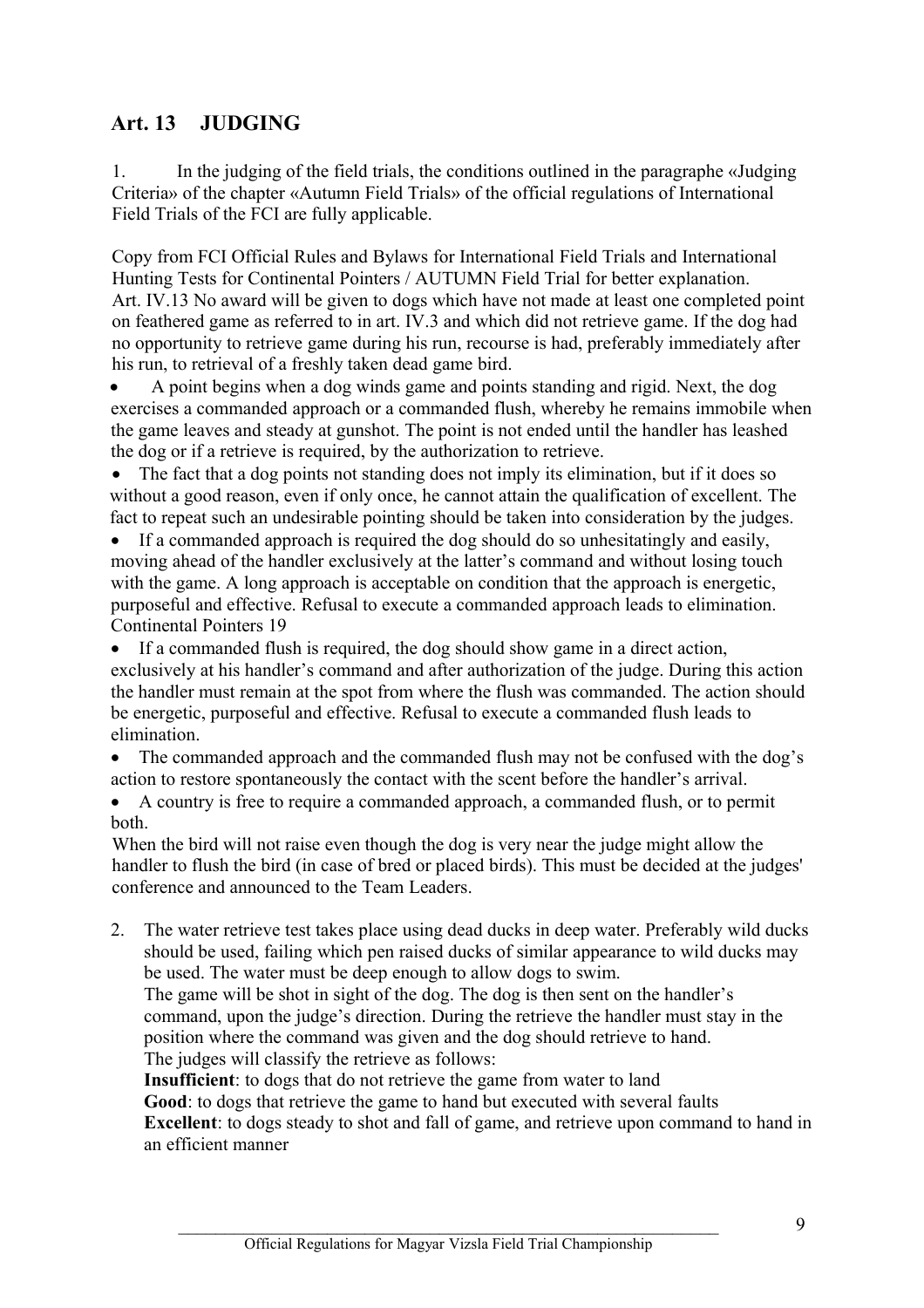## Art. 13 JUDGING

1. In the judging of the field trials, the conditions outlined in the paragraphe «Judging Criteria» of the chapter «Autumn Field Trials» of the official regulations of International Field Trials of the FCI are fully applicable.

Copy from FCI Official Rules and Bylaws for International Field Trials and International Hunting Tests for Continental Pointers / AUTUMN Field Trial for better explanation.
Art. IV.13 No award will be given to dogs which have not made at least one completed point on feathered game as referred to in art. IV.3 and which did not retrieve game. If the dog had no opportunity to retrieve game during his run, recourse is had, preferably immediately after his run, to retrieval of a freshly taken dead game bird.

- A point begins when a dog winds game and points standing and rigid. Next, the dog exercises a commanded approach or a commanded flush, whereby he remains immobile when the game leaves and steady at gunshot. The point is not ended until the handler has leashed the dog or if a retrieve is required, by the authorization to retrieve.
- The fact that a dog points not standing does not imply its elimination, but if it does so without a good reason, even if only once, he cannot attain the qualification of excellent. The fact to repeat such an undesirable pointing should be taken into consideration by the judges.
- If a commanded approach is required the dog should do so unhesitatingly and easily, moving ahead of the handler exclusively at the latter's command and without losing touch with the game. A long approach is acceptable on condition that the approach is energetic, purposeful and effective. Refusal to execute a commanded approach leads to elimination. Continental Pointers 19
- If a commanded flush is required, the dog should show game in a direct action, exclusively at his handler's command and after authorization of the judge. During this action the handler must remain at the spot from where the flush was commanded. The action should be energetic, purposeful and effective. Refusal to execute a commanded flush leads to elimination.
- The commanded approach and the commanded flush may not be confused with the dog's action to restore spontaneously the contact with the scent before the handler's arrival.
- A country is free to require a commanded approach, a commanded flush, or to permit both.

When the bird will not raise even though the dog is very near the judge might allow the handler to flush the bird (in case of bred or placed birds). This must be decided at the judges' conference and announced to the Team Leaders.

2. The water retrieve test takes place using dead ducks in deep water. Preferably wild ducks should be used, failing which pen raised ducks of similar appearance to wild ducks may be used. The water must be deep enough to allow dogs to swim.
   The game will be shot in sight of the dog. The dog is then sent on the handler's command, upon the judge's direction. During the retrieve the handler must stay in the position where the command was given and the dog should retrieve to hand.
   The judges will classify the retrieve as follows:
   **Insufficient**: to dogs that do not retrieve the game from water to land
   **Good**: to dogs that retrieve the game to hand but executed with several faults
   **Excellent**: to dogs steady to shot and fall of game, and retrieve upon command to hand in an efficient manner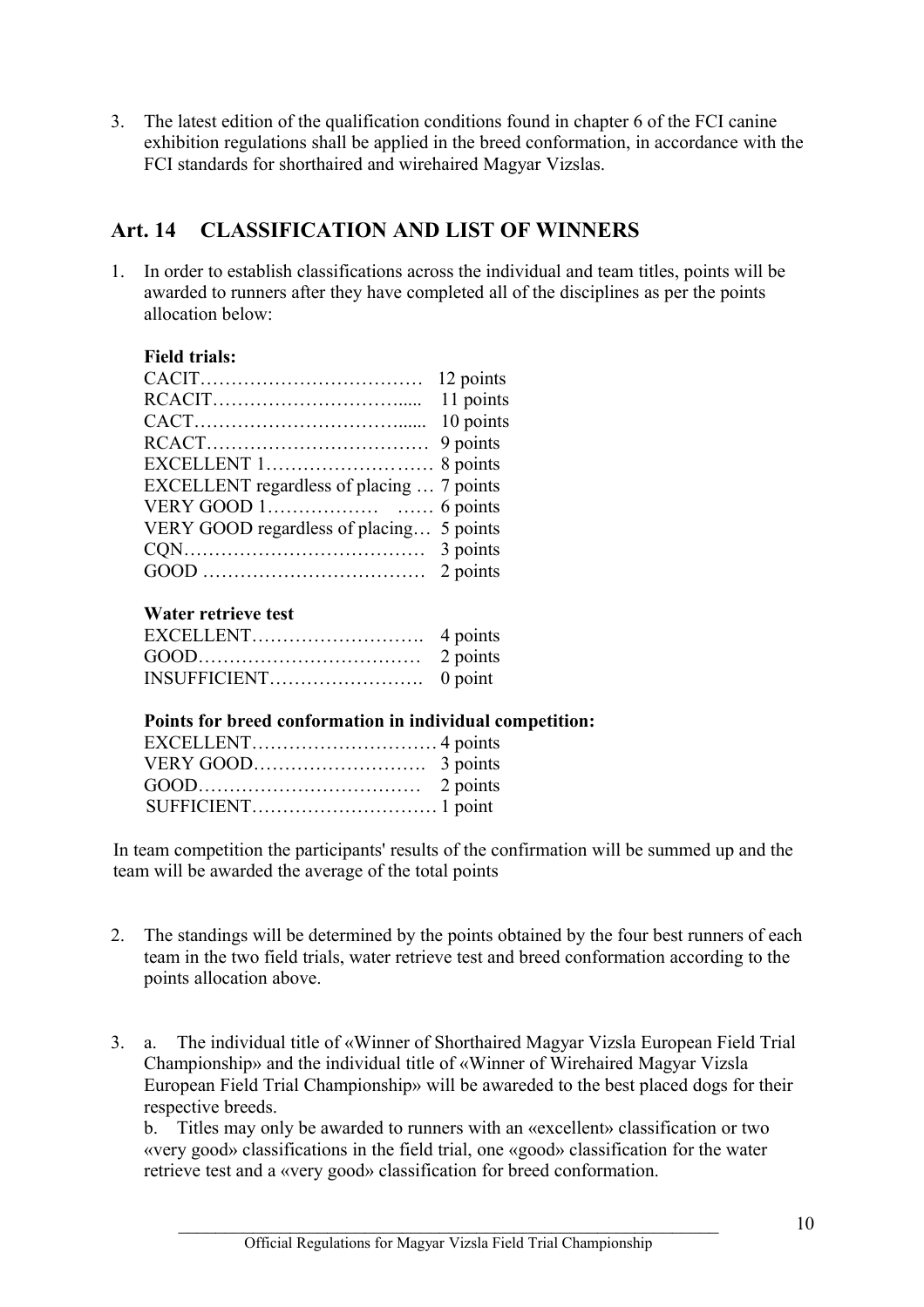3. The latest edition of the qualification conditions found in chapter 6 of the FCI canine exhibition regulations shall be applied in the breed conformation, in accordance with the FCI standards for shorthaired and wirehaired Magyar Vizslas.

## Art. 14 CLASSIFICATION AND LIST OF WINNERS

1. In order to establish classifications across the individual and team titles, points will be awarded to runners after they have completed all of the disciplines as per the points allocation below:

   **Field trials:**

   CACIT……………………………… 12 points
   RCACIT…………………………..... 11 points
   CACT……………………………...... 10 points
   RCACT……………………………… 9 points
   EXCELLENT 1……………………… 8 points
   EXCELLENT regardless of placing … 7 points
   VERY GOOD 1……………… …… 6 points
   VERY GOOD regardless of placing… 5 points
   CQN………………………………… 3 points
   GOOD ……………………………… 2 points

   **Water retrieve test**

   EXCELLENT………………………. 4 points
   GOOD……………………………… 2 points
   INSUFFICIENT……………………. 0 point

   **Points for breed conformation in individual competition:**

   EXCELLENT………………………… 4 points
   VERY GOOD………………………. 3 points
   GOOD……………………………… 2 points
   SUFFICIENT………………………… 1 point

In team competition the participants' results of the confirmation will be summed up and the team will be awarded the average of the total points

2. The standings will be determined by the points obtained by the four best runners of each team in the two field trials, water retrieve test and breed conformation according to the points allocation above.

3. a. The individual title of «Winner of Shorthaired Magyar Vizsla European Field Trial Championship» and the individual title of «Winner of Wirehaired Magyar Vizsla European Field Trial Championship» will be awareded to the best placed dogs for their respective breeds.
   b. Titles may only be awarded to runners with an «excellent» classification or two «very good» classifications in the field trial, one «good» classification for the water retrieve test and a «very good» classification for breed conformation.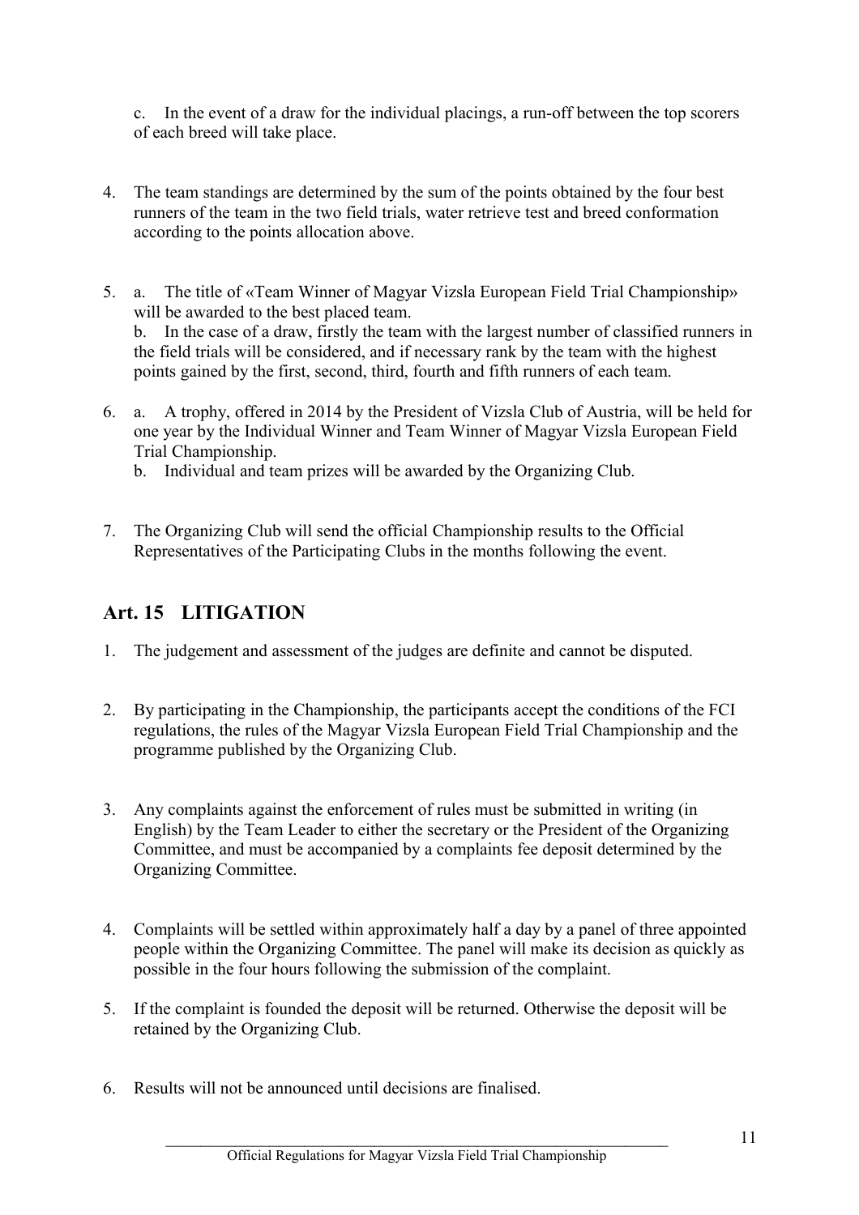c. In the event of a draw for the individual placings, a run-off between the top scorers of each breed will take place.

4. The team standings are determined by the sum of the points obtained by the four best runners of the team in the two field trials, water retrieve test and breed conformation according to the points allocation above.

5. a. The title of «Team Winner of Magyar Vizsla European Field Trial Championship» will be awarded to the best placed team.
   b. In the case of a draw, firstly the team with the largest number of classified runners in the field trials will be considered, and if necessary rank by the team with the highest points gained by the first, second, third, fourth and fifth runners of each team.

6. a. A trophy, offered in 2014 by the President of Vizsla Club of Austria, will be held for one year by the Individual Winner and Team Winner of Magyar Vizsla European Field Trial Championship.
   b. Individual and team prizes will be awarded by the Organizing Club.

7. The Organizing Club will send the official Championship results to the Official Representatives of the Participating Clubs in the months following the event.

## Art. 15 LITIGATION

1. The judgement and assessment of the judges are definite and cannot be disputed.

2. By participating in the Championship, the participants accept the conditions of the FCI regulations, the rules of the Magyar Vizsla European Field Trial Championship and the programme published by the Organizing Club.

3. Any complaints against the enforcement of rules must be submitted in writing (in English) by the Team Leader to either the secretary or the President of the Organizing Committee, and must be accompanied by a complaints fee deposit determined by the Organizing Committee.

4. Complaints will be settled within approximately half a day by a panel of three appointed people within the Organizing Committee. The panel will make its decision as quickly as possible in the four hours following the submission of the complaint.

5. If the complaint is founded the deposit will be returned. Otherwise the deposit will be retained by the Organizing Club.

6. Results will not be announced until decisions are finalised.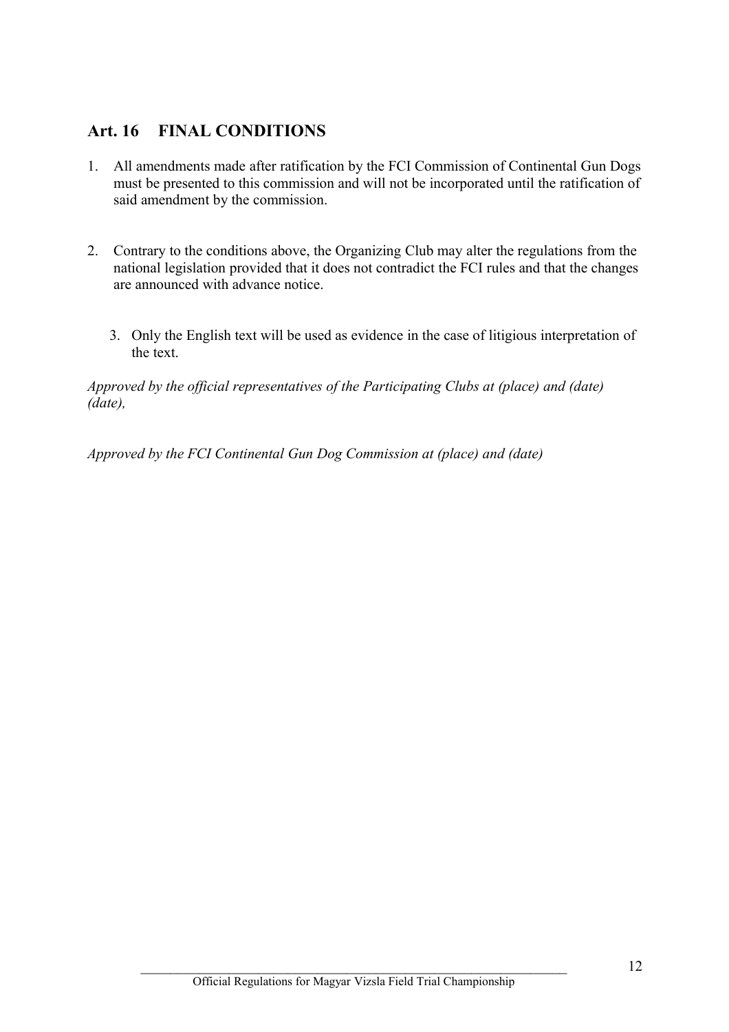## Art. 16 FINAL CONDITIONS

1. All amendments made after ratification by the FCI Commission of Continental Gun Dogs must be presented to this commission and will not be incorporated until the ratification of said amendment by the commission.

2. Contrary to the conditions above, the Organizing Club may alter the regulations from the national legislation provided that it does not contradict the FCI rules and that the changes are announced with advance notice.

3. Only the English text will be used as evidence in the case of litigious interpretation of the text.

*Approved by the official representatives of the Participating Clubs at (place) and (date) (date),*

*Approved by the FCI Continental Gun Dog Commission at (place) and (date)*